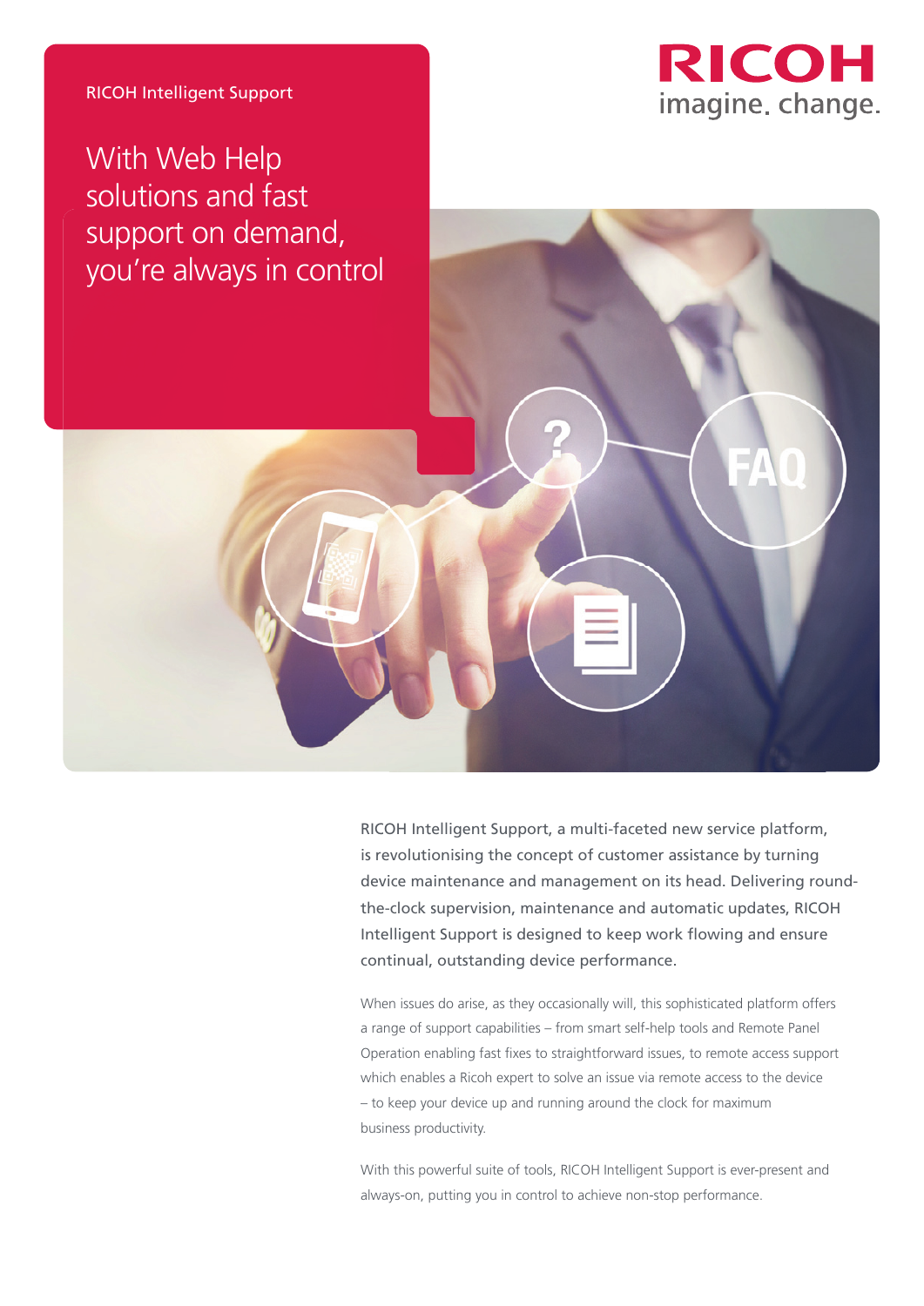RICOH Intelligent Support

# With Web Help solutions and fast support on demand, you're always in control

RICOH imagine. change.

RICOH Intelligent Support, a multi-faceted new service platform, is revolutionising the concept of customer assistance by turning device maintenance and management on its head. Delivering round-the-clock supervision, maintenance and automatic updates, RICOH Intelligent Support is designed to keep work flowing and ensure continual, outstanding device performance.

When issues do arise, as they occasionally will, this sophisticated platform offers a range of support capabilities – from smart self-help tools and Remote Panel Operation enabling fast fixes to straightforward issues, to remote access support which enables a Ricoh expert to solve an issue via remote access to the device – to keep your device up and running around the clock for maximum business productivity.

With this powerful suite of tools, RICOH Intelligent Support is ever-present and always-on, putting you in control to achieve non-stop performance.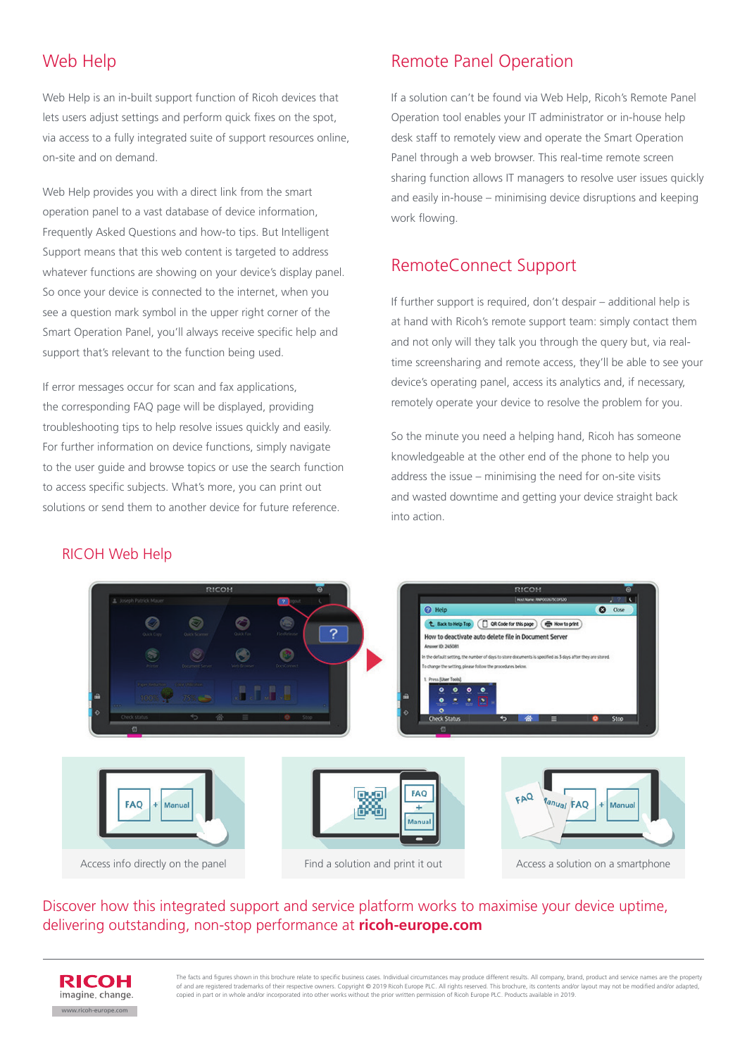## Web Help

Web Help is an in-built support function of Ricoh devices that lets users adjust settings and perform quick fixes on the spot, via access to a fully integrated suite of support resources online, on-site and on demand.

Web Help provides you with a direct link from the smart operation panel to a vast database of device information, Frequently Asked Questions and how-to tips. But Intelligent Support means that this web content is targeted to address whatever functions are showing on your device's display panel. So once your device is connected to the internet, when you see a question mark symbol in the upper right corner of the Smart Operation Panel, you'll always receive specific help and support that's relevant to the function being used.

If error messages occur for scan and fax applications, the corresponding FAQ page will be displayed, providing troubleshooting tips to help resolve issues quickly and easily. For further information on device functions, simply navigate to the user guide and browse topics or use the search function to access specific subjects. What's more, you can print out solutions or send them to another device for future reference.

## Remote Panel Operation

If a solution can't be found via Web Help, Ricoh's Remote Panel Operation tool enables your IT administrator or in-house help desk staff to remotely view and operate the Smart Operation Panel through a web browser. This real-time remote screen sharing function allows IT managers to resolve user issues quickly and easily in-house – minimising device disruptions and keeping work flowing.

## RemoteConnect Support

If further support is required, don't despair – additional help is at hand with Ricoh's remote support team: simply contact them and not only will they talk you through the query but, via real-time screensharing and remote access, they'll be able to see your device's operating panel, access its analytics and, if necessary, remotely operate your device to resolve the problem for you.

So the minute you need a helping hand, Ricoh has someone knowledgeable at the other end of the phone to help you address the issue – minimising the need for on-site visits and wasted downtime and getting your device straight back into action.

## RICOH Web Help

Access info directly on the panel

Find a solution and print it out

Access a solution on a smartphone

Discover how this integrated support and service platform works to maximise your device uptime, delivering outstanding, non-stop performance at **ricoh-europe.com**

RICOH imagine. change.

www.ricoh-europe.com

The facts and figures shown in this brochure relate to specific business cases. Individual circumstances may produce different results. All company, brand, product and service names are the property of and are registered trademarks of their respective owners. Copyright © 2019 Ricoh Europe PLC. All rights reserved. This brochure, its contents and/or layout may not be modified and/or adapted, copied in part or in whole and/or incorporated into other works without the prior written permission of Ricoh Europe PLC. Products available in 2019.